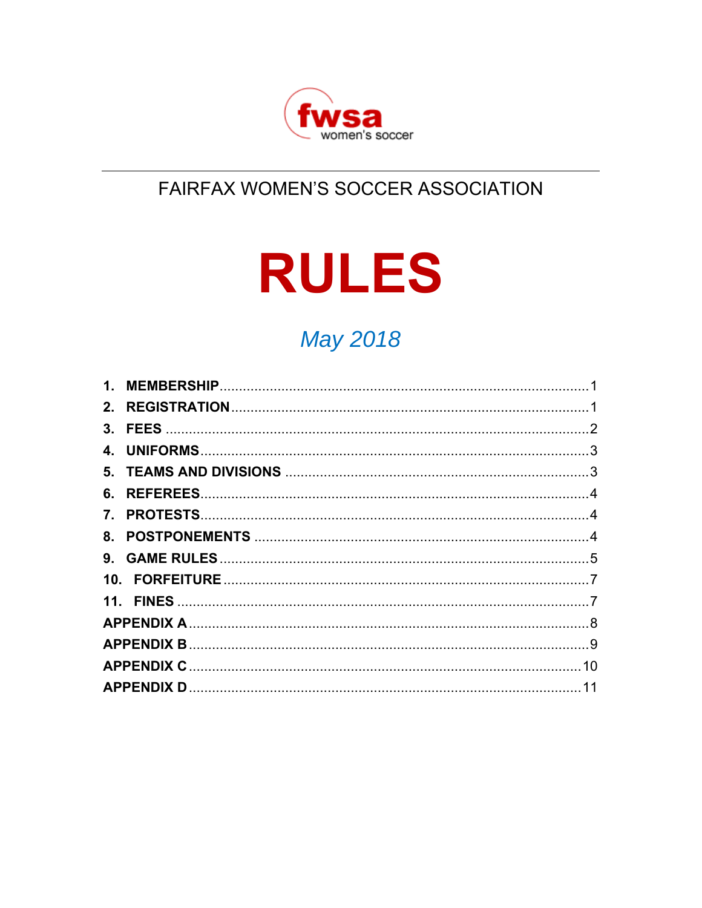fwsa
women's soccer

FAIRFAX WOMEN'S SOCCER ASSOCIATION

# RULES

*May 2018*

**1. MEMBERSHIP** .......... 1
**2. REGISTRATION** .......... 1
**3. FEES** .......... 2
**4. UNIFORMS** .......... 3
**5. TEAMS AND DIVISIONS** .......... 3
**6. REFEREES** .......... 4
**7. PROTESTS** .......... 4
**8. POSTPONEMENTS** .......... 4
**9. GAME RULES** .......... 5
**10. FORFEITURE** .......... 7
**11. FINES** .......... 7
**APPENDIX A** .......... 8
**APPENDIX B** .......... 9
**APPENDIX C** .......... 10
**APPENDIX D** .......... 11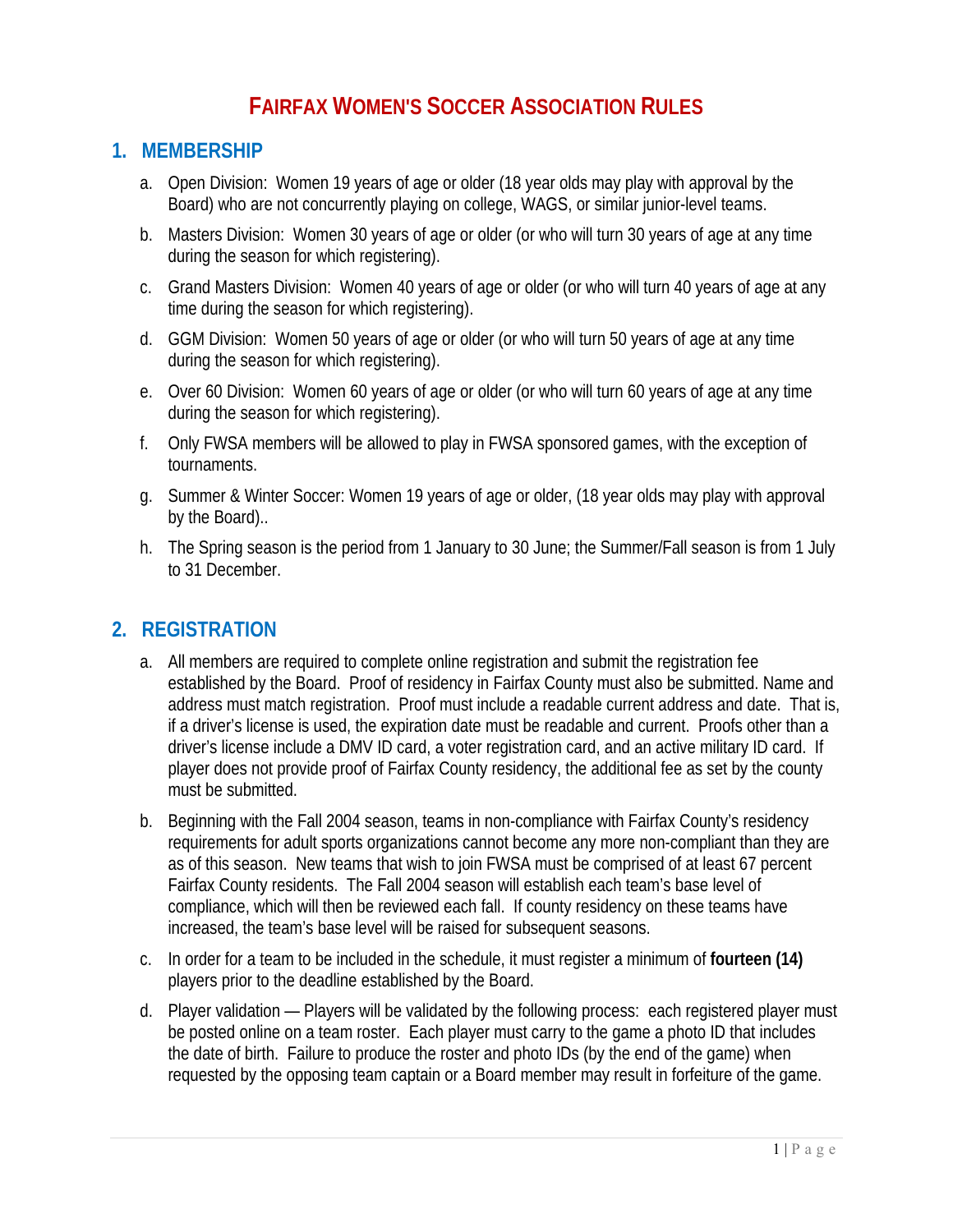# FAIRFAX WOMEN'S SOCCER ASSOCIATION RULES

## 1. MEMBERSHIP

a. Open Division: Women 19 years of age or older (18 year olds may play with approval by the Board) who are not concurrently playing on college, WAGS, or similar junior-level teams.

b. Masters Division: Women 30 years of age or older (or who will turn 30 years of age at any time during the season for which registering).

c. Grand Masters Division: Women 40 years of age or older (or who will turn 40 years of age at any time during the season for which registering).

d. GGM Division: Women 50 years of age or older (or who will turn 50 years of age at any time during the season for which registering).

e. Over 60 Division: Women 60 years of age or older (or who will turn 60 years of age at any time during the season for which registering).

f. Only FWSA members will be allowed to play in FWSA sponsored games, with the exception of tournaments.

g. Summer & Winter Soccer: Women 19 years of age or older, (18 year olds may play with approval by the Board)..

h. The Spring season is the period from 1 January to 30 June; the Summer/Fall season is from 1 July to 31 December.

## 2. REGISTRATION

a. All members are required to complete online registration and submit the registration fee established by the Board. Proof of residency in Fairfax County must also be submitted. Name and address must match registration. Proof must include a readable current address and date. That is, if a driver's license is used, the expiration date must be readable and current. Proofs other than a driver's license include a DMV ID card, a voter registration card, and an active military ID card. If player does not provide proof of Fairfax County residency, the additional fee as set by the county must be submitted.

b. Beginning with the Fall 2004 season, teams in non-compliance with Fairfax County's residency requirements for adult sports organizations cannot become any more non-compliant than they are as of this season. New teams that wish to join FWSA must be comprised of at least 67 percent Fairfax County residents. The Fall 2004 season will establish each team's base level of compliance, which will then be reviewed each fall. If county residency on these teams have increased, the team's base level will be raised for subsequent seasons.

c. In order for a team to be included in the schedule, it must register a minimum of **fourteen (14)** players prior to the deadline established by the Board.

d. Player validation — Players will be validated by the following process: each registered player must be posted online on a team roster. Each player must carry to the game a photo ID that includes the date of birth. Failure to produce the roster and photo IDs (by the end of the game) when requested by the opposing team captain or a Board member may result in forfeiture of the game.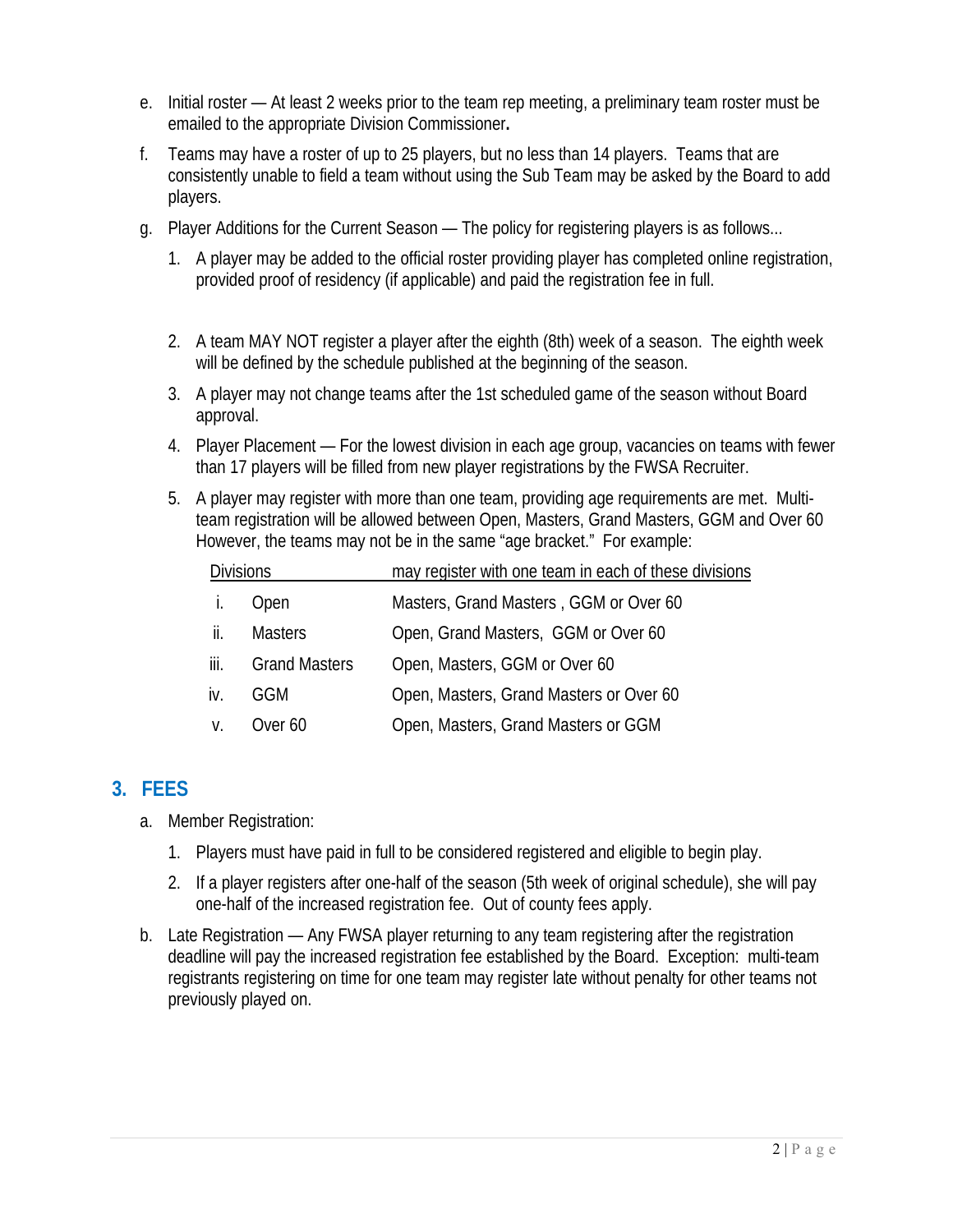e. Initial roster — At least 2 weeks prior to the team rep meeting, a preliminary team roster must be emailed to the appropriate Division Commissioner**.**

f. Teams may have a roster of up to 25 players, but no less than 14 players. Teams that are consistently unable to field a team without using the Sub Team may be asked by the Board to add players.

g. Player Additions for the Current Season — The policy for registering players is as follows...

   1. A player may be added to the official roster providing player has completed online registration, provided proof of residency (if applicable) and paid the registration fee in full.

   2. A team MAY NOT register a player after the eighth (8th) week of a season. The eighth week will be defined by the schedule published at the beginning of the season.

   3. A player may not change teams after the 1st scheduled game of the season without Board approval.

   4. Player Placement — For the lowest division in each age group, vacancies on teams with fewer than 17 players will be filled from new player registrations by the FWSA Recruiter.

   5. A player may register with more than one team, providing age requirements are met. Multi-team registration will be allowed between Open, Masters, Grand Masters, GGM and Over 60 However, the teams may not be in the same "age bracket." For example:

| | Divisions | may register with one team in each of these divisions |
|---|---|---|
| i. | Open | Masters, Grand Masters , GGM or Over 60 |
| ii. | Masters | Open, Grand Masters, GGM or Over 60 |
| iii. | Grand Masters | Open, Masters, GGM or Over 60 |
| iv. | GGM | Open, Masters, Grand Masters or Over 60 |
| v. | Over 60 | Open, Masters, Grand Masters or GGM |

## 3. FEES

a. Member Registration:

   1. Players must have paid in full to be considered registered and eligible to begin play.

   2. If a player registers after one-half of the season (5th week of original schedule), she will pay one-half of the increased registration fee. Out of county fees apply.

b. Late Registration — Any FWSA player returning to any team registering after the registration deadline will pay the increased registration fee established by the Board. Exception: multi-team registrants registering on time for one team may register late without penalty for other teams not previously played on.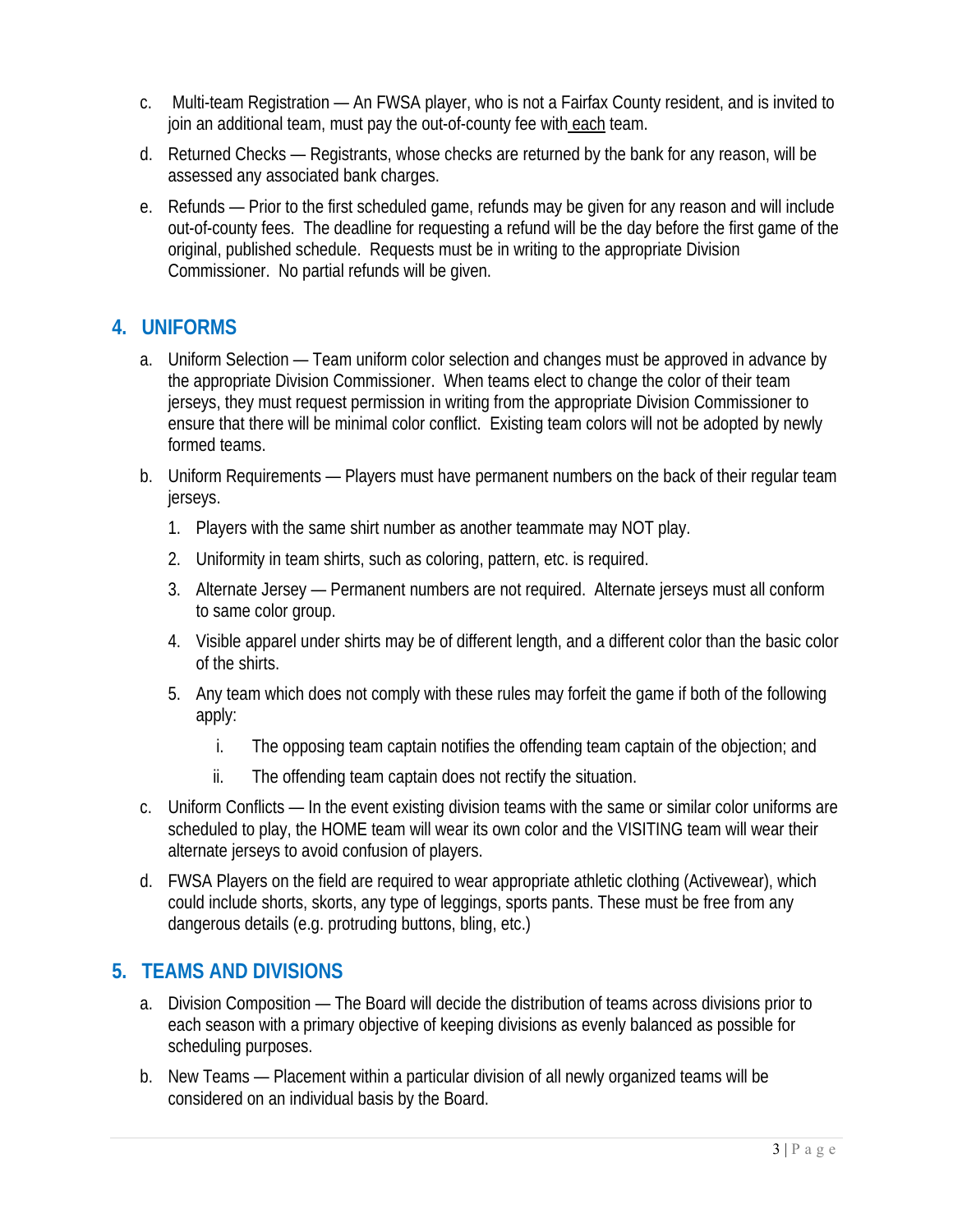c. Multi-team Registration — An FWSA player, who is not a Fairfax County resident, and is invited to join an additional team, must pay the out-of-county fee with each team.

d. Returned Checks — Registrants, whose checks are returned by the bank for any reason, will be assessed any associated bank charges.

e. Refunds — Prior to the first scheduled game, refunds may be given for any reason and will include out-of-county fees. The deadline for requesting a refund will be the day before the first game of the original, published schedule. Requests must be in writing to the appropriate Division Commissioner. No partial refunds will be given.

## 4. UNIFORMS

a. Uniform Selection — Team uniform color selection and changes must be approved in advance by the appropriate Division Commissioner. When teams elect to change the color of their team jerseys, they must request permission in writing from the appropriate Division Commissioner to ensure that there will be minimal color conflict. Existing team colors will not be adopted by newly formed teams.

b. Uniform Requirements — Players must have permanent numbers on the back of their regular team jerseys.

   1. Players with the same shirt number as another teammate may NOT play.
   2. Uniformity in team shirts, such as coloring, pattern, etc. is required.
   3. Alternate Jersey — Permanent numbers are not required. Alternate jerseys must all conform to same color group.
   4. Visible apparel under shirts may be of different length, and a different color than the basic color of the shirts.
   5. Any team which does not comply with these rules may forfeit the game if both of the following apply:
      i. The opposing team captain notifies the offending team captain of the objection; and
      ii. The offending team captain does not rectify the situation.

c. Uniform Conflicts — In the event existing division teams with the same or similar color uniforms are scheduled to play, the HOME team will wear its own color and the VISITING team will wear their alternate jerseys to avoid confusion of players.

d. FWSA Players on the field are required to wear appropriate athletic clothing (Activewear), which could include shorts, skorts, any type of leggings, sports pants. These must be free from any dangerous details (e.g. protruding buttons, bling, etc.)

## 5. TEAMS AND DIVISIONS

a. Division Composition — The Board will decide the distribution of teams across divisions prior to each season with a primary objective of keeping divisions as evenly balanced as possible for scheduling purposes.

b. New Teams — Placement within a particular division of all newly organized teams will be considered on an individual basis by the Board.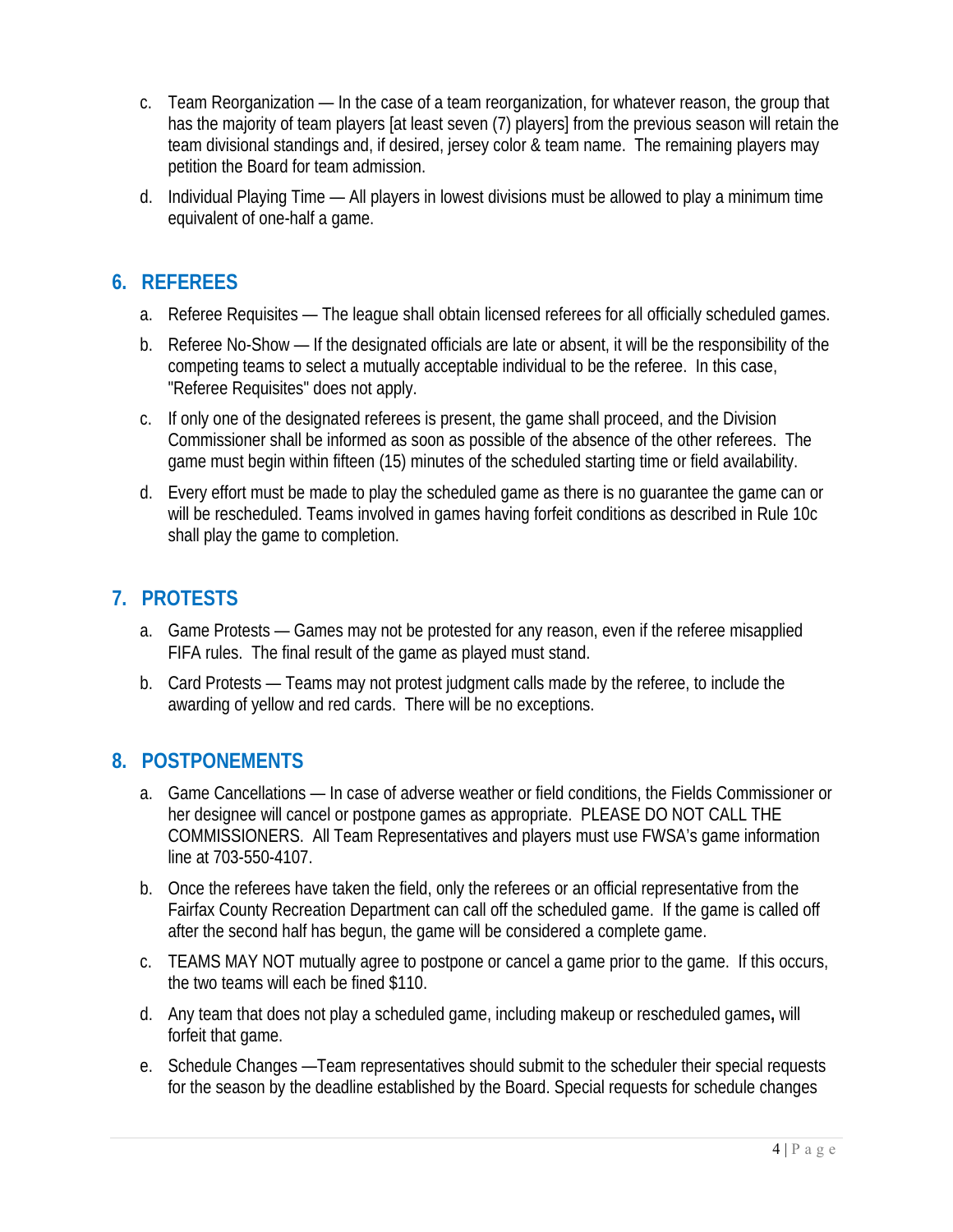c. Team Reorganization — In the case of a team reorganization, for whatever reason, the group that has the majority of team players [at least seven (7) players] from the previous season will retain the team divisional standings and, if desired, jersey color & team name. The remaining players may petition the Board for team admission.

d. Individual Playing Time — All players in lowest divisions must be allowed to play a minimum time equivalent of one-half a game.

## 6. REFEREES

a. Referee Requisites — The league shall obtain licensed referees for all officially scheduled games.

b. Referee No-Show — If the designated officials are late or absent, it will be the responsibility of the competing teams to select a mutually acceptable individual to be the referee. In this case, "Referee Requisites" does not apply.

c. If only one of the designated referees is present, the game shall proceed, and the Division Commissioner shall be informed as soon as possible of the absence of the other referees. The game must begin within fifteen (15) minutes of the scheduled starting time or field availability.

d. Every effort must be made to play the scheduled game as there is no guarantee the game can or will be rescheduled. Teams involved in games having forfeit conditions as described in Rule 10c shall play the game to completion.

## 7. PROTESTS

a. Game Protests — Games may not be protested for any reason, even if the referee misapplied FIFA rules. The final result of the game as played must stand.

b. Card Protests — Teams may not protest judgment calls made by the referee, to include the awarding of yellow and red cards. There will be no exceptions.

## 8. POSTPONEMENTS

a. Game Cancellations — In case of adverse weather or field conditions, the Fields Commissioner or her designee will cancel or postpone games as appropriate. PLEASE DO NOT CALL THE COMMISSIONERS. All Team Representatives and players must use FWSA's game information line at 703-550-4107.

b. Once the referees have taken the field, only the referees or an official representative from the Fairfax County Recreation Department can call off the scheduled game. If the game is called off after the second half has begun, the game will be considered a complete game.

c. TEAMS MAY NOT mutually agree to postpone or cancel a game prior to the game. If this occurs, the two teams will each be fined $110.

d. Any team that does not play a scheduled game, including makeup or rescheduled games**,** will forfeit that game.

e. Schedule Changes —Team representatives should submit to the scheduler their special requests for the season by the deadline established by the Board. Special requests for schedule changes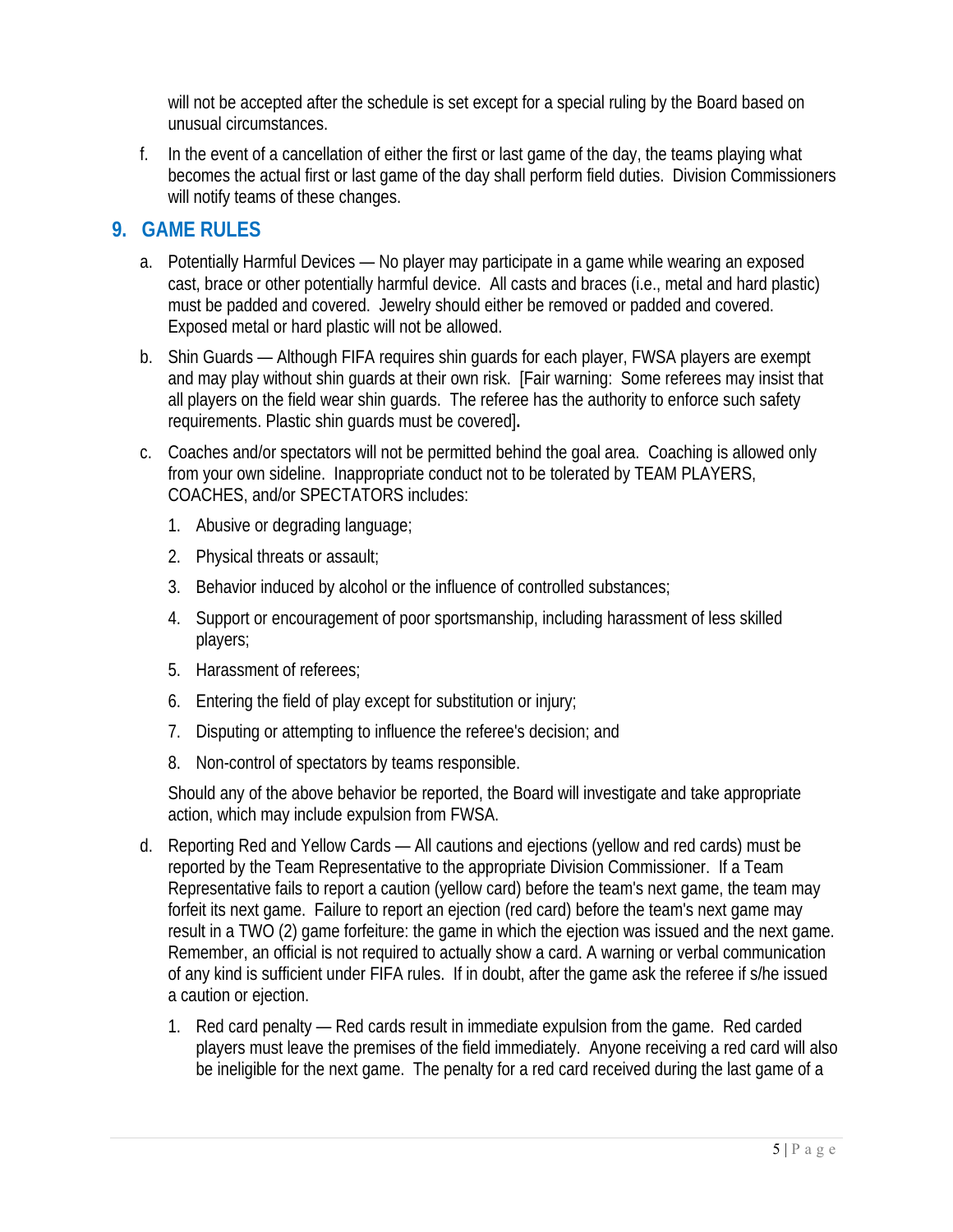will not be accepted after the schedule is set except for a special ruling by the Board based on unusual circumstances.

f. In the event of a cancellation of either the first or last game of the day, the teams playing what becomes the actual first or last game of the day shall perform field duties. Division Commissioners will notify teams of these changes.

## 9. GAME RULES

a. Potentially Harmful Devices — No player may participate in a game while wearing an exposed cast, brace or other potentially harmful device. All casts and braces (i.e., metal and hard plastic) must be padded and covered. Jewelry should either be removed or padded and covered. Exposed metal or hard plastic will not be allowed.

b. Shin Guards — Although FIFA requires shin guards for each player, FWSA players are exempt and may play without shin guards at their own risk. [Fair warning: Some referees may insist that all players on the field wear shin guards. The referee has the authority to enforce such safety requirements. Plastic shin guards must be covered]**.**

c. Coaches and/or spectators will not be permitted behind the goal area. Coaching is allowed only from your own sideline. Inappropriate conduct not to be tolerated by TEAM PLAYERS, COACHES, and/or SPECTATORS includes:

   1. Abusive or degrading language;
   2. Physical threats or assault;
   3. Behavior induced by alcohol or the influence of controlled substances;
   4. Support or encouragement of poor sportsmanship, including harassment of less skilled players;
   5. Harassment of referees;
   6. Entering the field of play except for substitution or injury;
   7. Disputing or attempting to influence the referee's decision; and
   8. Non-control of spectators by teams responsible.

   Should any of the above behavior be reported, the Board will investigate and take appropriate action, which may include expulsion from FWSA.

d. Reporting Red and Yellow Cards — All cautions and ejections (yellow and red cards) must be reported by the Team Representative to the appropriate Division Commissioner. If a Team Representative fails to report a caution (yellow card) before the team's next game, the team may forfeit its next game. Failure to report an ejection (red card) before the team's next game may result in a TWO (2) game forfeiture: the game in which the ejection was issued and the next game. Remember, an official is not required to actually show a card. A warning or verbal communication of any kind is sufficient under FIFA rules. If in doubt, after the game ask the referee if s/he issued a caution or ejection.

   1. Red card penalty — Red cards result in immediate expulsion from the game. Red carded players must leave the premises of the field immediately. Anyone receiving a red card will also be ineligible for the next game. The penalty for a red card received during the last game of a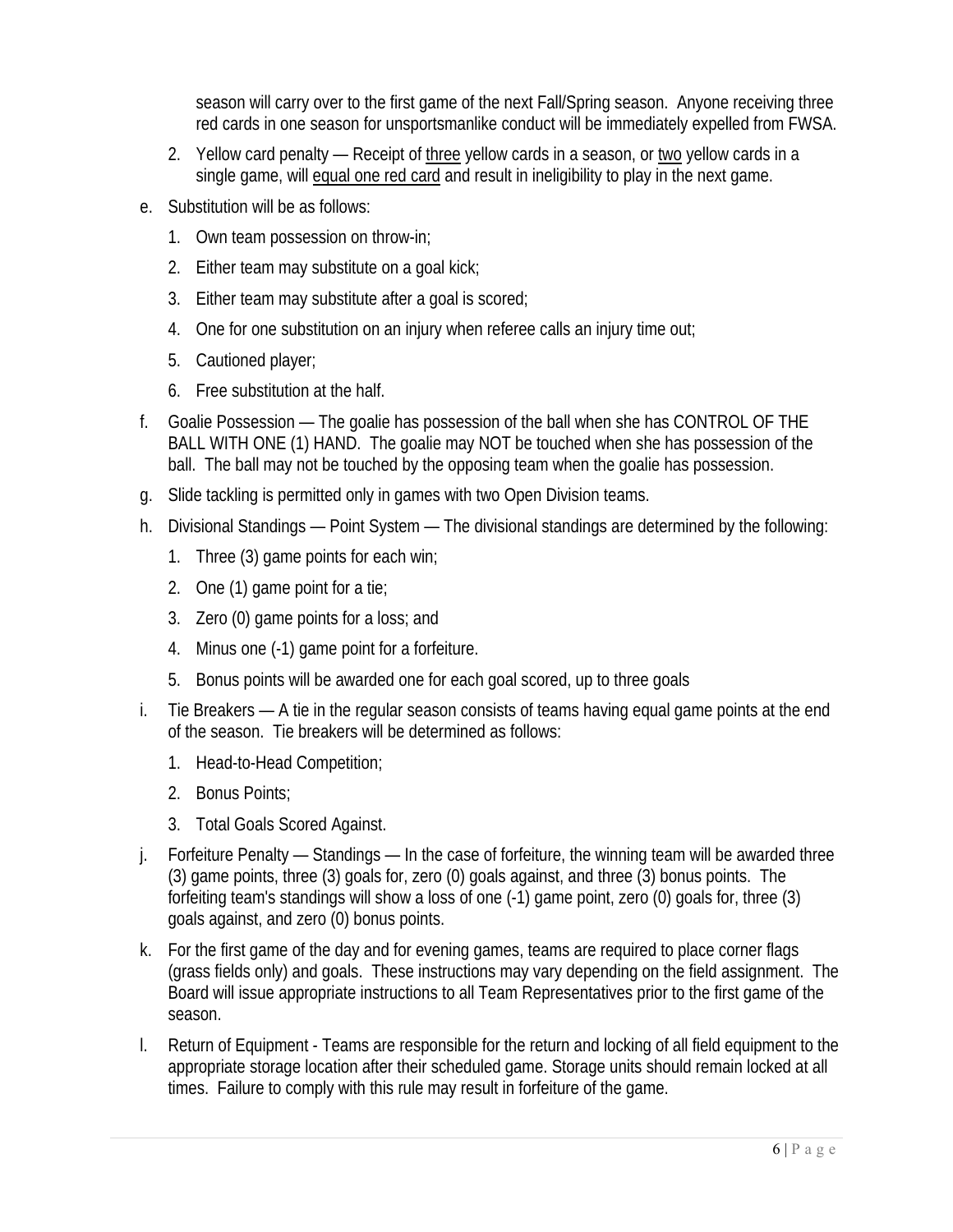season will carry over to the first game of the next Fall/Spring season. Anyone receiving three red cards in one season for unsportsmanlike conduct will be immediately expelled from FWSA.

2. Yellow card penalty — Receipt of <u>three</u> yellow cards in a season, or <u>two</u> yellow cards in a single game, will <u>equal one red card</u> and result in ineligibility to play in the next game.

e. Substitution will be as follows:

   1. Own team possession on throw-in;
   2. Either team may substitute on a goal kick;
   3. Either team may substitute after a goal is scored;
   4. One for one substitution on an injury when referee calls an injury time out;
   5. Cautioned player;
   6. Free substitution at the half.

f. Goalie Possession — The goalie has possession of the ball when she has CONTROL OF THE BALL WITH ONE (1) HAND. The goalie may NOT be touched when she has possession of the ball. The ball may not be touched by the opposing team when the goalie has possession.

g. Slide tackling is permitted only in games with two Open Division teams.

h. Divisional Standings — Point System — The divisional standings are determined by the following:

   1. Three (3) game points for each win;
   2. One (1) game point for a tie;
   3. Zero (0) game points for a loss; and
   4. Minus one (-1) game point for a forfeiture.
   5. Bonus points will be awarded one for each goal scored, up to three goals

i. Tie Breakers — A tie in the regular season consists of teams having equal game points at the end of the season. Tie breakers will be determined as follows:

   1. Head-to-Head Competition;
   2. Bonus Points;
   3. Total Goals Scored Against.

j. Forfeiture Penalty — Standings — In the case of forfeiture, the winning team will be awarded three (3) game points, three (3) goals for, zero (0) goals against, and three (3) bonus points. The forfeiting team's standings will show a loss of one (-1) game point, zero (0) goals for, three (3) goals against, and zero (0) bonus points.

k. For the first game of the day and for evening games, teams are required to place corner flags (grass fields only) and goals. These instructions may vary depending on the field assignment. The Board will issue appropriate instructions to all Team Representatives prior to the first game of the season.

l. Return of Equipment - Teams are responsible for the return and locking of all field equipment to the appropriate storage location after their scheduled game. Storage units should remain locked at all times. Failure to comply with this rule may result in forfeiture of the game.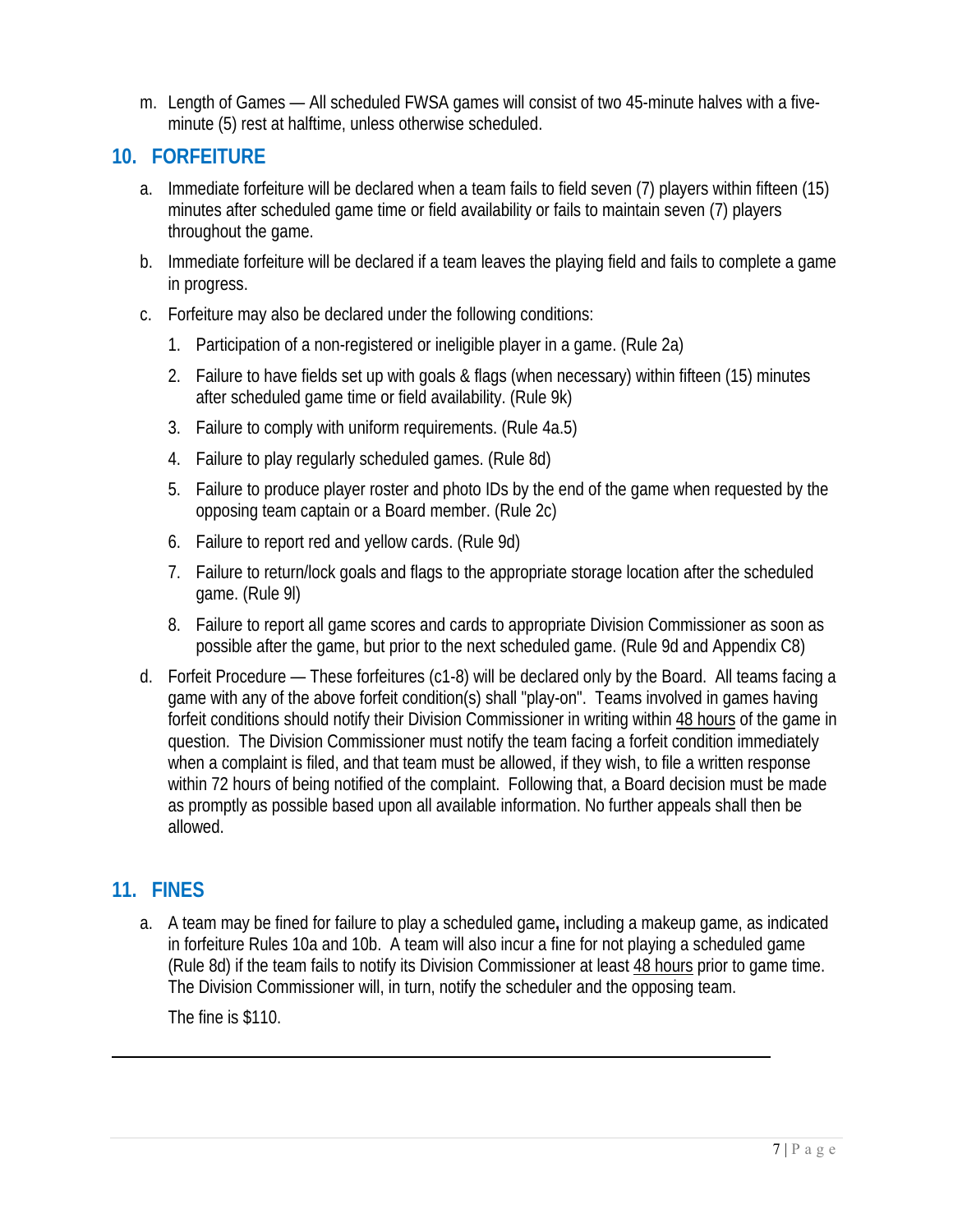m. Length of Games — All scheduled FWSA games will consist of two 45-minute halves with a five-minute (5) rest at halftime, unless otherwise scheduled.

## 10. FORFEITURE

a. Immediate forfeiture will be declared when a team fails to field seven (7) players within fifteen (15) minutes after scheduled game time or field availability or fails to maintain seven (7) players throughout the game.

b. Immediate forfeiture will be declared if a team leaves the playing field and fails to complete a game in progress.

c. Forfeiture may also be declared under the following conditions:

   1. Participation of a non-registered or ineligible player in a game. (Rule 2a)
   2. Failure to have fields set up with goals & flags (when necessary) within fifteen (15) minutes after scheduled game time or field availability. (Rule 9k)
   3. Failure to comply with uniform requirements. (Rule 4a.5)
   4. Failure to play regularly scheduled games. (Rule 8d)
   5. Failure to produce player roster and photo IDs by the end of the game when requested by the opposing team captain or a Board member. (Rule 2c)
   6. Failure to report red and yellow cards. (Rule 9d)
   7. Failure to return/lock goals and flags to the appropriate storage location after the scheduled game. (Rule 9l)
   8. Failure to report all game scores and cards to appropriate Division Commissioner as soon as possible after the game, but prior to the next scheduled game. (Rule 9d and Appendix C8)

d. Forfeit Procedure — These forfeitures (c1-8) will be declared only by the Board. All teams facing a game with any of the above forfeit condition(s) shall "play-on". Teams involved in games having forfeit conditions should notify their Division Commissioner in writing within 48 hours of the game in question. The Division Commissioner must notify the team facing a forfeit condition immediately when a complaint is filed, and that team must be allowed, if they wish, to file a written response within 72 hours of being notified of the complaint. Following that, a Board decision must be made as promptly as possible based upon all available information. No further appeals shall then be allowed.

## 11. FINES

a. A team may be fined for failure to play a scheduled game**,** including a makeup game, as indicated in forfeiture Rules 10a and 10b. A team will also incur a fine for not playing a scheduled game (Rule 8d) if the team fails to notify its Division Commissioner at least 48 hours prior to game time. The Division Commissioner will, in turn, notify the scheduler and the opposing team.

   The fine is $110.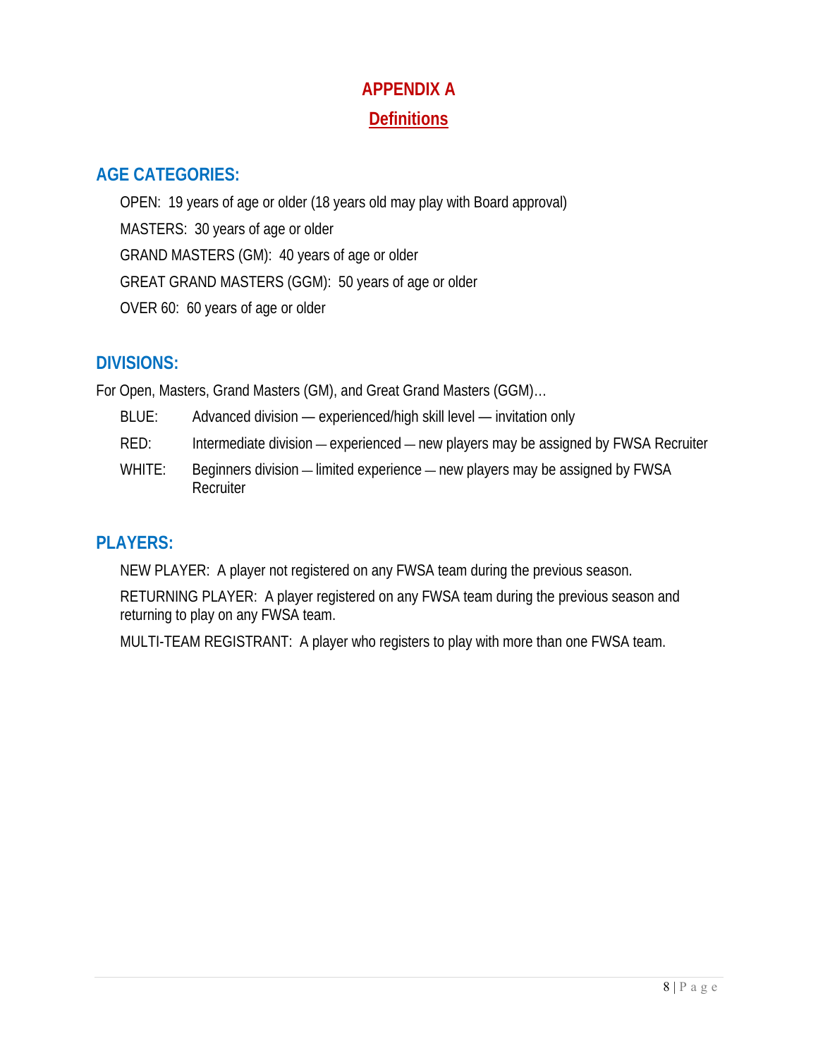# APPENDIX A

## Definitions

### AGE CATEGORIES:

OPEN: 19 years of age or older (18 years old may play with Board approval)

MASTERS: 30 years of age or older

GRAND MASTERS (GM): 40 years of age or older

GREAT GRAND MASTERS (GGM): 50 years of age or older

OVER 60: 60 years of age or older

### DIVISIONS:

For Open, Masters, Grand Masters (GM), and Great Grand Masters (GGM)…

BLUE: Advanced division — experienced/high skill level — invitation only

RED: Intermediate division — experienced — new players may be assigned by FWSA Recruiter

WHITE: Beginners division — limited experience — new players may be assigned by FWSA Recruiter

### PLAYERS:

NEW PLAYER: A player not registered on any FWSA team during the previous season.

RETURNING PLAYER: A player registered on any FWSA team during the previous season and returning to play on any FWSA team.

MULTI-TEAM REGISTRANT: A player who registers to play with more than one FWSA team.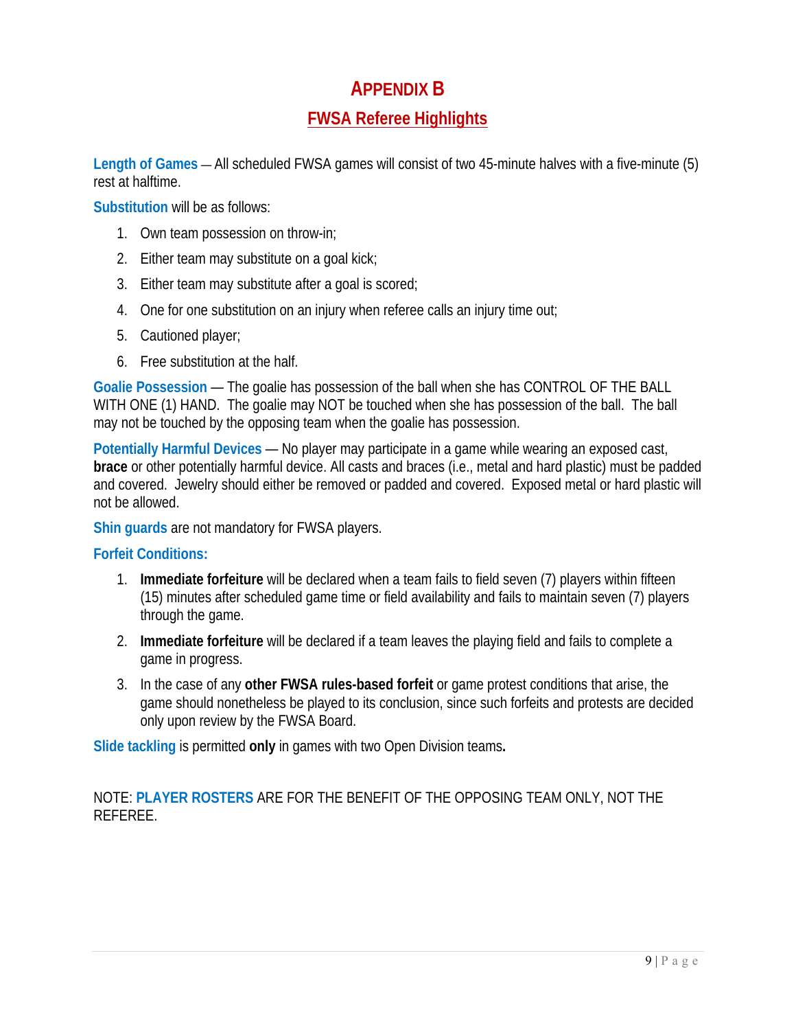# APPENDIX B

## FWSA Referee Highlights

**Length of Games** — All scheduled FWSA games will consist of two 45-minute halves with a five-minute (5) rest at halftime.

**Substitution** will be as follows:

1. Own team possession on throw-in;
2. Either team may substitute on a goal kick;
3. Either team may substitute after a goal is scored;
4. One for one substitution on an injury when referee calls an injury time out;
5. Cautioned player;
6. Free substitution at the half.

**Goalie Possession** — The goalie has possession of the ball when she has CONTROL OF THE BALL WITH ONE (1) HAND. The goalie may NOT be touched when she has possession of the ball. The ball may not be touched by the opposing team when the goalie has possession.

**Potentially Harmful Devices** — No player may participate in a game while wearing an exposed cast, **brace** or other potentially harmful device. All casts and braces (i.e., metal and hard plastic) must be padded and covered. Jewelry should either be removed or padded and covered. Exposed metal or hard plastic will not be allowed.

**Shin guards** are not mandatory for FWSA players.

**Forfeit Conditions:**

1. **Immediate forfeiture** will be declared when a team fails to field seven (7) players within fifteen (15) minutes after scheduled game time or field availability and fails to maintain seven (7) players through the game.
2. **Immediate forfeiture** will be declared if a team leaves the playing field and fails to complete a game in progress.
3. In the case of any **other FWSA rules-based forfeit** or game protest conditions that arise, the game should nonetheless be played to its conclusion, since such forfeits and protests are decided only upon review by the FWSA Board.

**Slide tackling** is permitted **only** in games with two Open Division teams**.**

NOTE: **PLAYER ROSTERS** ARE FOR THE BENEFIT OF THE OPPOSING TEAM ONLY, NOT THE REFEREE.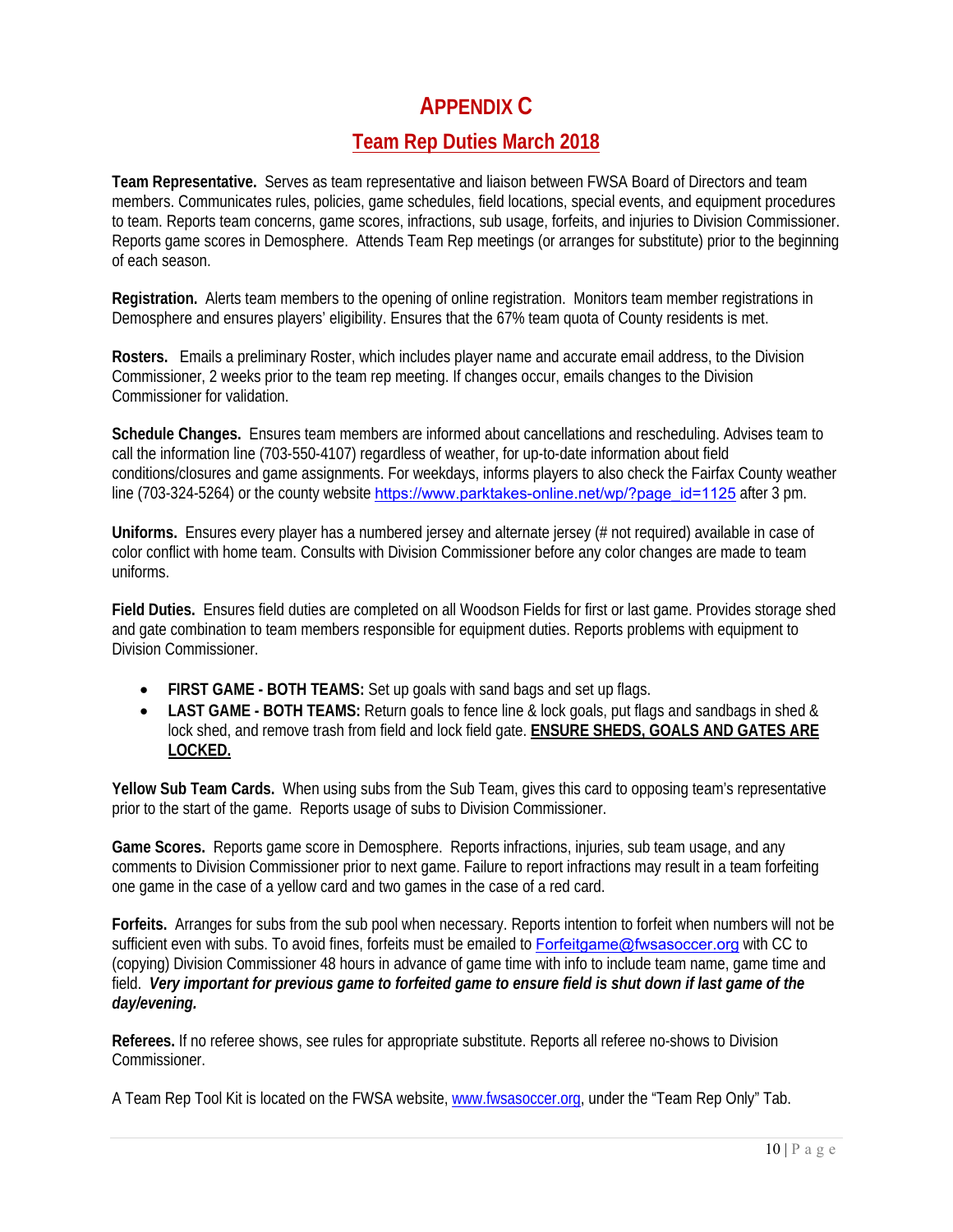# APPENDIX C

## Team Rep Duties March 2018

**Team Representative.** Serves as team representative and liaison between FWSA Board of Directors and team members. Communicates rules, policies, game schedules, field locations, special events, and equipment procedures to team. Reports team concerns, game scores, infractions, sub usage, forfeits, and injuries to Division Commissioner. Reports game scores in Demosphere. Attends Team Rep meetings (or arranges for substitute) prior to the beginning of each season.

**Registration.** Alerts team members to the opening of online registration. Monitors team member registrations in Demosphere and ensures players' eligibility. Ensures that the 67% team quota of County residents is met.

**Rosters.** Emails a preliminary Roster, which includes player name and accurate email address, to the Division Commissioner, 2 weeks prior to the team rep meeting. If changes occur, emails changes to the Division Commissioner for validation.

**Schedule Changes.** Ensures team members are informed about cancellations and rescheduling. Advises team to call the information line (703-550-4107) regardless of weather, for up-to-date information about field conditions/closures and game assignments. For weekdays, informs players to also check the Fairfax County weather line (703-324-5264) or the county website https://www.parktakes-online.net/wp/?page_id=1125 after 3 pm.

**Uniforms.** Ensures every player has a numbered jersey and alternate jersey (# not required) available in case of color conflict with home team. Consults with Division Commissioner before any color changes are made to team uniforms.

**Field Duties.** Ensures field duties are completed on all Woodson Fields for first or last game. Provides storage shed and gate combination to team members responsible for equipment duties. Reports problems with equipment to Division Commissioner.

- **FIRST GAME - BOTH TEAMS:** Set up goals with sand bags and set up flags.
- **LAST GAME - BOTH TEAMS:** Return goals to fence line & lock goals, put flags and sandbags in shed & lock shed, and remove trash from field and lock field gate. **ENSURE SHEDS, GOALS AND GATES ARE LOCKED.**

**Yellow Sub Team Cards.** When using subs from the Sub Team, gives this card to opposing team's representative prior to the start of the game. Reports usage of subs to Division Commissioner.

**Game Scores.** Reports game score in Demosphere. Reports infractions, injuries, sub team usage, and any comments to Division Commissioner prior to next game. Failure to report infractions may result in a team forfeiting one game in the case of a yellow card and two games in the case of a red card.

**Forfeits.** Arranges for subs from the sub pool when necessary. Reports intention to forfeit when numbers will not be sufficient even with subs. To avoid fines, forfeits must be emailed to Forfeitgame@fwsasoccer.org with CC to (copying) Division Commissioner 48 hours in advance of game time with info to include team name, game time and field. ***Very important for previous game to forfeited game to ensure field is shut down if last game of the day/evening.***

**Referees.** If no referee shows, see rules for appropriate substitute. Reports all referee no-shows to Division Commissioner.

A Team Rep Tool Kit is located on the FWSA website, www.fwsasoccer.org, under the "Team Rep Only" Tab.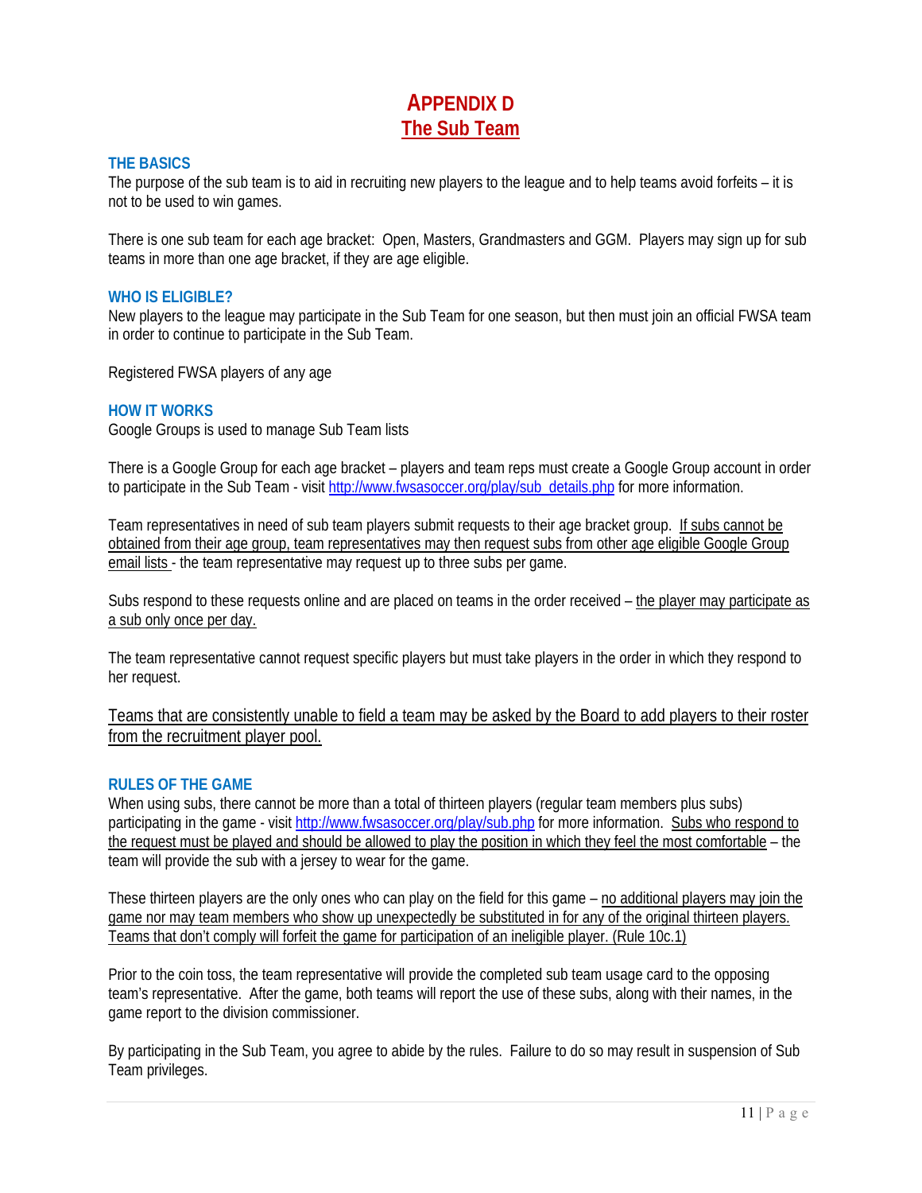# APPENDIX D
## The Sub Team

### THE BASICS

The purpose of the sub team is to aid in recruiting new players to the league and to help teams avoid forfeits – it is not to be used to win games.

There is one sub team for each age bracket: Open, Masters, Grandmasters and GGM. Players may sign up for sub teams in more than one age bracket, if they are age eligible.

### WHO IS ELIGIBLE?

New players to the league may participate in the Sub Team for one season, but then must join an official FWSA team in order to continue to participate in the Sub Team.

Registered FWSA players of any age

### HOW IT WORKS

Google Groups is used to manage Sub Team lists

There is a Google Group for each age bracket – players and team reps must create a Google Group account in order to participate in the Sub Team - visit http://www.fwsasoccer.org/play/sub_details.php for more information.

Team representatives in need of sub team players submit requests to their age bracket group. If subs cannot be obtained from their age group, team representatives may then request subs from other age eligible Google Group email lists - the team representative may request up to three subs per game.

Subs respond to these requests online and are placed on teams in the order received – the player may participate as a sub only once per day.

The team representative cannot request specific players but must take players in the order in which they respond to her request.

Teams that are consistently unable to field a team may be asked by the Board to add players to their roster from the recruitment player pool.

### RULES OF THE GAME

When using subs, there cannot be more than a total of thirteen players (regular team members plus subs) participating in the game - visit http://www.fwsasoccer.org/play/sub.php for more information. Subs who respond to the request must be played and should be allowed to play the position in which they feel the most comfortable – the team will provide the sub with a jersey to wear for the game.

These thirteen players are the only ones who can play on the field for this game – no additional players may join the game nor may team members who show up unexpectedly be substituted in for any of the original thirteen players. Teams that don't comply will forfeit the game for participation of an ineligible player. (Rule 10c.1)

Prior to the coin toss, the team representative will provide the completed sub team usage card to the opposing team's representative. After the game, both teams will report the use of these subs, along with their names, in the game report to the division commissioner.

By participating in the Sub Team, you agree to abide by the rules. Failure to do so may result in suspension of Sub Team privileges.